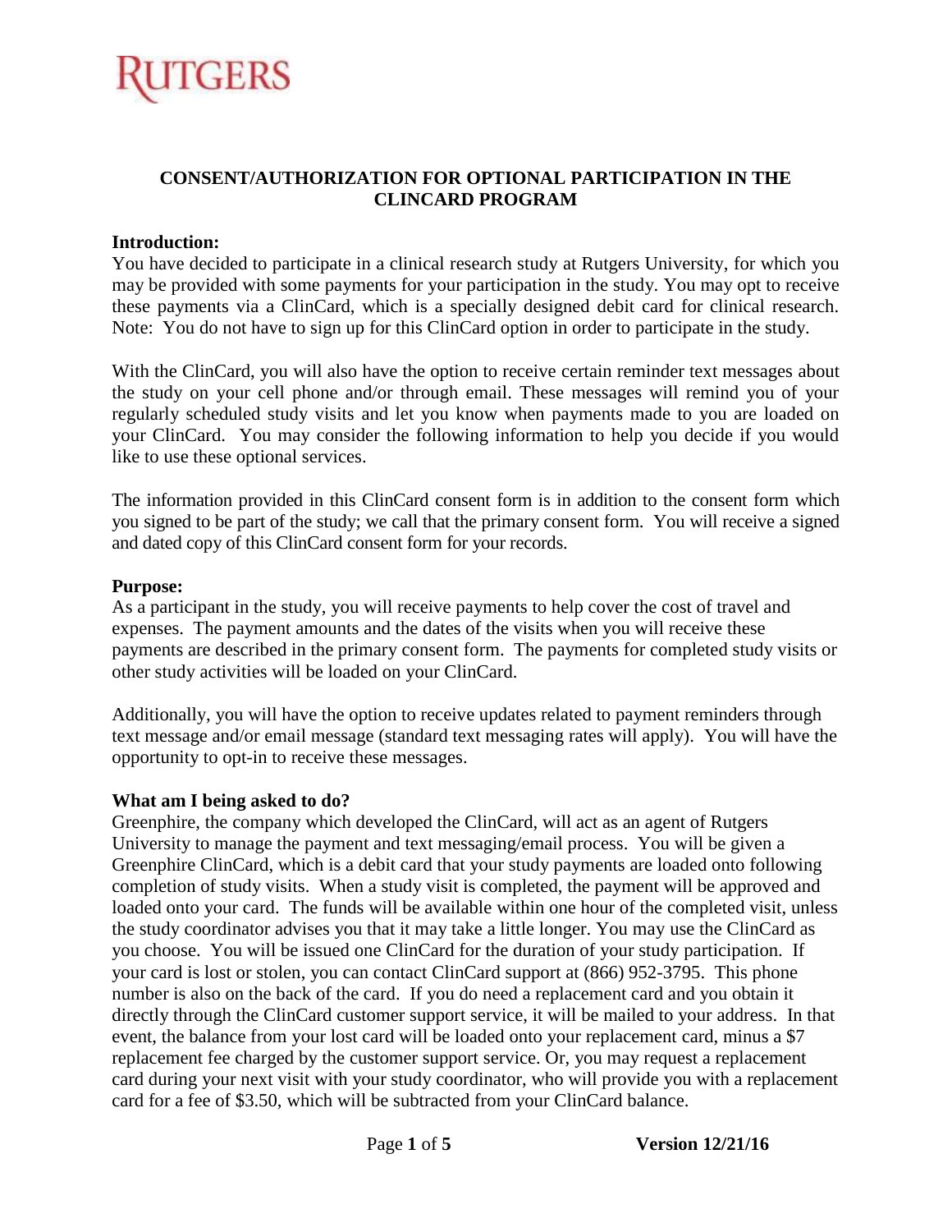RUTGERS

# CONSENT/AUTHORIZATION FOR OPTIONAL PARTICIPATION IN THE CLINCARD PROGRAM

**Introduction:**

You have decided to participate in a clinical research study at Rutgers University, for which you may be provided with some payments for your participation in the study. You may opt to receive these payments via a ClinCard, which is a specially designed debit card for clinical research. Note: You do not have to sign up for this ClinCard option in order to participate in the study.

With the ClinCard, you will also have the option to receive certain reminder text messages about the study on your cell phone and/or through email. These messages will remind you of your regularly scheduled study visits and let you know when payments made to you are loaded on your ClinCard. You may consider the following information to help you decide if you would like to use these optional services.

The information provided in this ClinCard consent form is in addition to the consent form which you signed to be part of the study; we call that the primary consent form. You will receive a signed and dated copy of this ClinCard consent form for your records.

**Purpose:**

As a participant in the study, you will receive payments to help cover the cost of travel and expenses. The payment amounts and the dates of the visits when you will receive these payments are described in the primary consent form. The payments for completed study visits or other study activities will be loaded on your ClinCard.

Additionally, you will have the option to receive updates related to payment reminders through text message and/or email message (standard text messaging rates will apply). You will have the opportunity to opt-in to receive these messages.

**What am I being asked to do?**

Greenphire, the company which developed the ClinCard, will act as an agent of Rutgers University to manage the payment and text messaging/email process. You will be given a Greenphire ClinCard, which is a debit card that your study payments are loaded onto following completion of study visits. When a study visit is completed, the payment will be approved and loaded onto your card. The funds will be available within one hour of the completed visit, unless the study coordinator advises you that it may take a little longer. You may use the ClinCard as you choose. You will be issued one ClinCard for the duration of your study participation. If your card is lost or stolen, you can contact ClinCard support at (866) 952-3795. This phone number is also on the back of the card. If you do need a replacement card and you obtain it directly through the ClinCard customer support service, it will be mailed to your address. In that event, the balance from your lost card will be loaded onto your replacement card, minus a $7 replacement fee charged by the customer support service. Or, you may request a replacement card during your next visit with your study coordinator, who will provide you with a replacement card for a fee of $3.50, which will be subtracted from your ClinCard balance.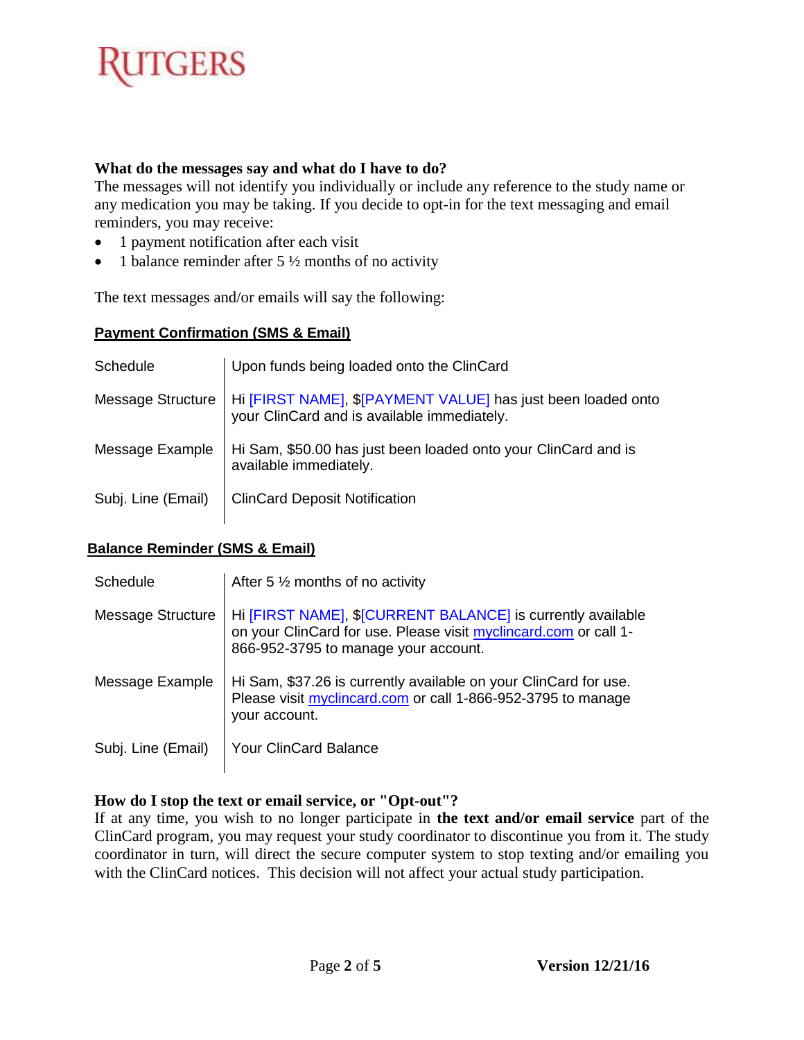RUTGERS

### What do the messages say and what do I have to do?

The messages will not identify you individually or include any reference to the study name or any medication you may be taking. If you decide to opt-in for the text messaging and email reminders, you may receive:

- 1 payment notification after each visit
- 1 balance reminder after 5 ½ months of no activity

The text messages and/or emails will say the following:

**Payment Confirmation (SMS & Email)**

| | |
|---|---|
| Schedule | Upon funds being loaded onto the ClinCard |
| Message Structure | Hi [FIRST NAME], $[PAYMENT VALUE] has just been loaded onto your ClinCard and is available immediately. |
| Message Example | Hi Sam, $50.00 has just been loaded onto your ClinCard and is available immediately. |
| Subj. Line (Email) | ClinCard Deposit Notification |

**Balance Reminder (SMS & Email)**

| | |
|---|---|
| Schedule | After 5 ½ months of no activity |
| Message Structure | Hi [FIRST NAME], $[CURRENT BALANCE] is currently available on your ClinCard for use. Please visit myclincard.com or call 1-866-952-3795 to manage your account. |
| Message Example | Hi Sam, $37.26 is currently available on your ClinCard for use. Please visit myclincard.com or call 1-866-952-3795 to manage your account. |
| Subj. Line (Email) | Your ClinCard Balance |

### How do I stop the text or email service, or "Opt-out"?

If at any time, you wish to no longer participate in **the text and/or email service** part of the ClinCard program, you may request your study coordinator to discontinue you from it. The study coordinator in turn, will direct the secure computer system to stop texting and/or emailing you with the ClinCard notices. This decision will not affect your actual study participation.

**Version 12/21/16**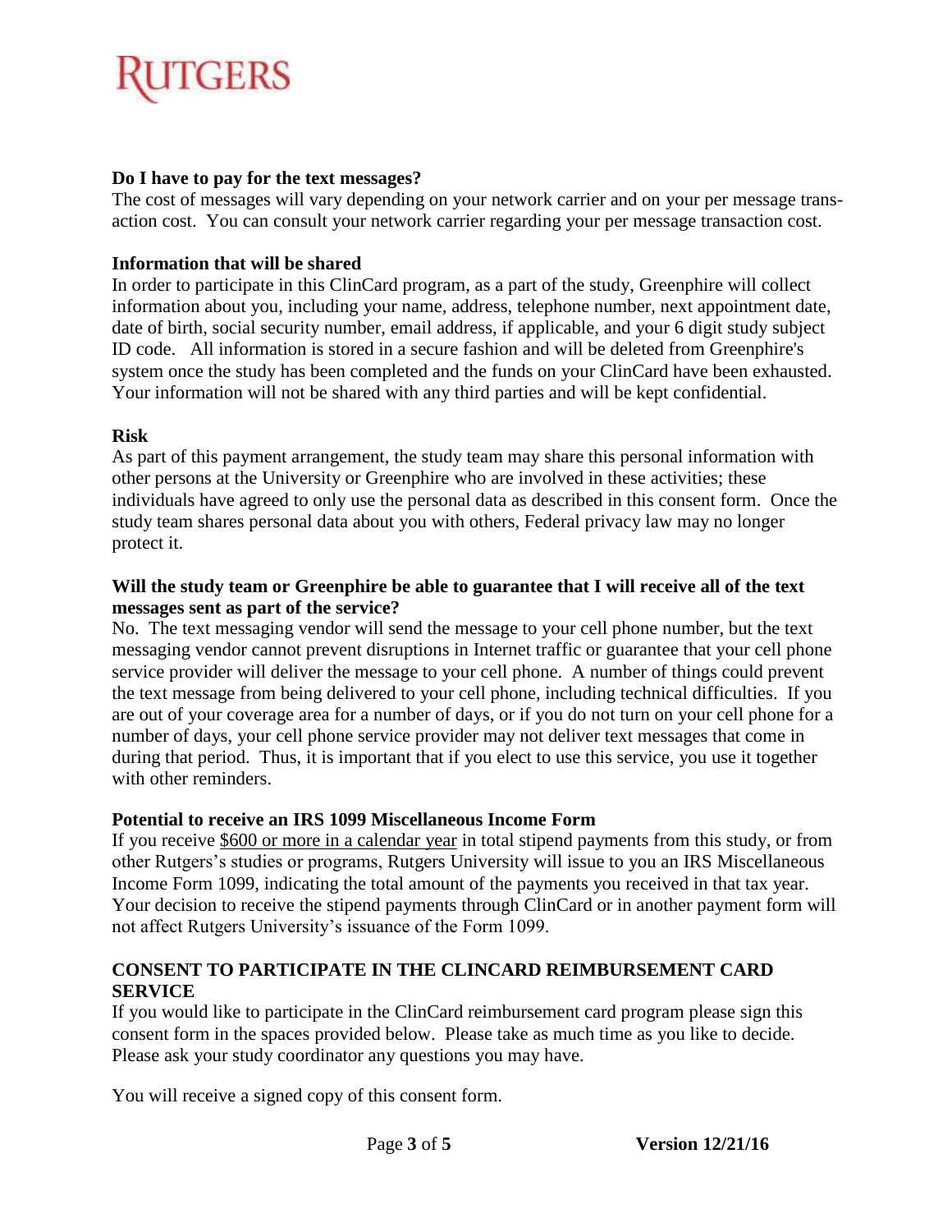RUTGERS

**Do I have to pay for the text messages?**

The cost of messages will vary depending on your network carrier and on your per message transaction cost. You can consult your network carrier regarding your per message transaction cost.

**Information that will be shared**

In order to participate in this ClinCard program, as a part of the study, Greenphire will collect information about you, including your name, address, telephone number, next appointment date, date of birth, social security number, email address, if applicable, and your 6 digit study subject ID code. All information is stored in a secure fashion and will be deleted from Greenphire's system once the study has been completed and the funds on your ClinCard have been exhausted. Your information will not be shared with any third parties and will be kept confidential.

**Risk**

As part of this payment arrangement, the study team may share this personal information with other persons at the University or Greenphire who are involved in these activities; these individuals have agreed to only use the personal data as described in this consent form. Once the study team shares personal data about you with others, Federal privacy law may no longer protect it.

**Will the study team or Greenphire be able to guarantee that I will receive all of the text messages sent as part of the service?**

No. The text messaging vendor will send the message to your cell phone number, but the text messaging vendor cannot prevent disruptions in Internet traffic or guarantee that your cell phone service provider will deliver the message to your cell phone. A number of things could prevent the text message from being delivered to your cell phone, including technical difficulties. If you are out of your coverage area for a number of days, or if you do not turn on your cell phone for a number of days, your cell phone service provider may not deliver text messages that come in during that period. Thus, it is important that if you elect to use this service, you use it together with other reminders.

**Potential to receive an IRS 1099 Miscellaneous Income Form**

If you receive <u>$600 or more in a calendar year</u> in total stipend payments from this study, or from other Rutgers's studies or programs, Rutgers University will issue to you an IRS Miscellaneous Income Form 1099, indicating the total amount of the payments you received in that tax year. Your decision to receive the stipend payments through ClinCard or in another payment form will not affect Rutgers University's issuance of the Form 1099.

**CONSENT TO PARTICIPATE IN THE CLINCARD REIMBURSEMENT CARD SERVICE**

If you would like to participate in the ClinCard reimbursement card program please sign this consent form in the spaces provided below. Please take as much time as you like to decide. Please ask your study coordinator any questions you may have.

You will receive a signed copy of this consent form.

**Version 12/21/16**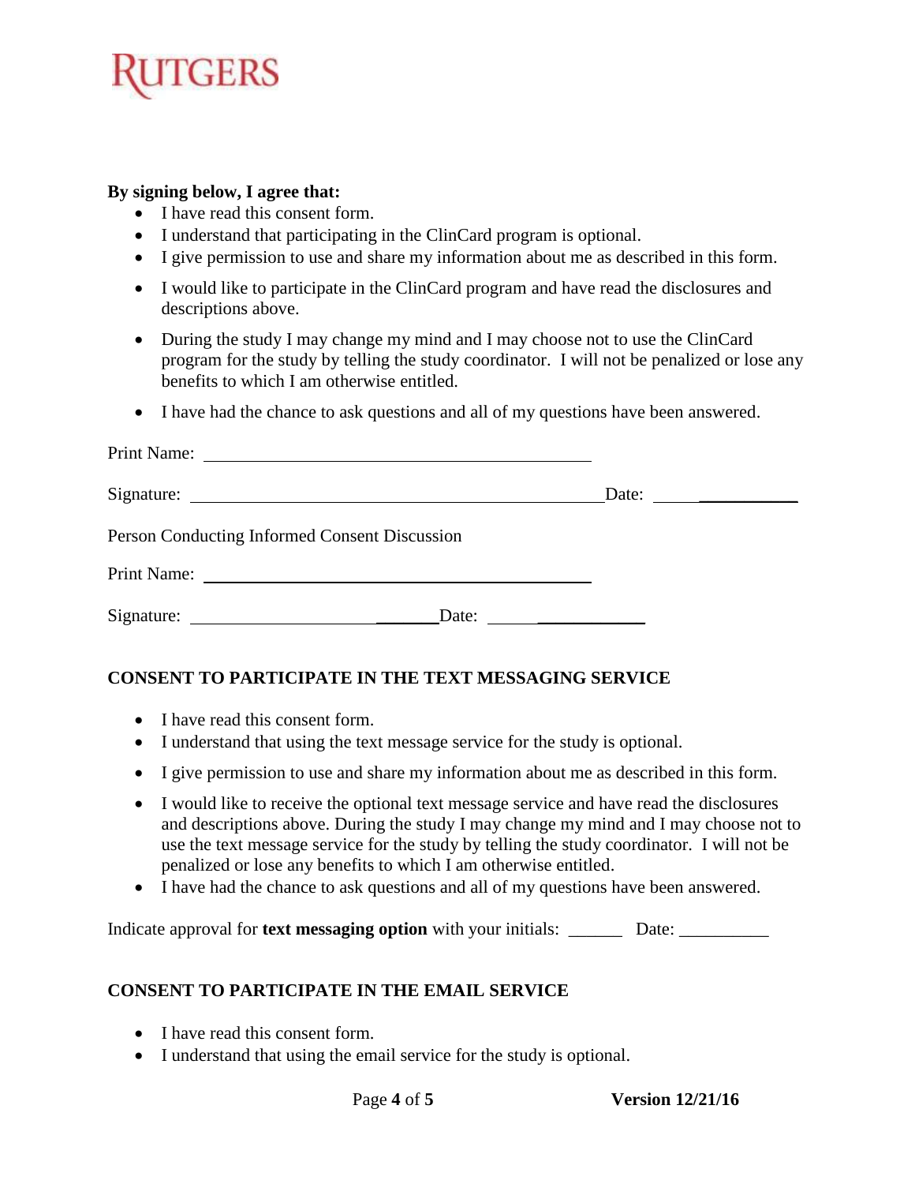**By signing below, I agree that:**

- I have read this consent form.
- I understand that participating in the ClinCard program is optional.
- I give permission to use and share my information about me as described in this form.
- I would like to participate in the ClinCard program and have read the disclosures and descriptions above.
- During the study I may change my mind and I may choose not to use the ClinCard program for the study by telling the study coordinator. I will not be penalized or lose any benefits to which I am otherwise entitled.
- I have had the chance to ask questions and all of my questions have been answered.

Print Name: ____________________________________________

Signature: ____________________________________________ Date: ____________

Person Conducting Informed Consent Discussion

Print Name: ____________________________________________

Signature: ____________________________ Date: ____________

**CONSENT TO PARTICIPATE IN THE TEXT MESSAGING SERVICE**

- I have read this consent form.
- I understand that using the text message service for the study is optional.
- I give permission to use and share my information about me as described in this form.
- I would like to receive the optional text message service and have read the disclosures and descriptions above. During the study I may change my mind and I may choose not to use the text message service for the study by telling the study coordinator. I will not be penalized or lose any benefits to which I am otherwise entitled.
- I have had the chance to ask questions and all of my questions have been answered.

Indicate approval for **text messaging option** with your initials: ______ Date: __________

**CONSENT TO PARTICIPATE IN THE EMAIL SERVICE**

- I have read this consent form.
- I understand that using the email service for the study is optional.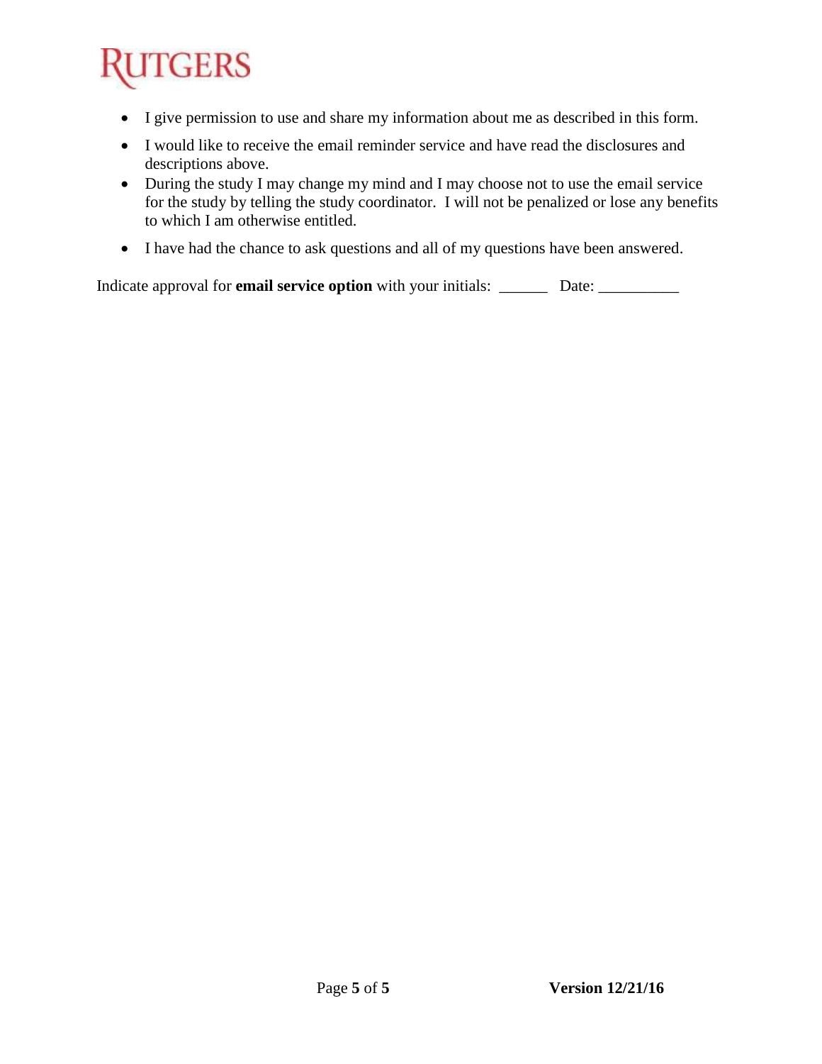- I give permission to use and share my information about me as described in this form.
- I would like to receive the email reminder service and have read the disclosures and descriptions above.
- During the study I may change my mind and I may choose not to use the email service for the study by telling the study coordinator. I will not be penalized or lose any benefits to which I am otherwise entitled.
- I have had the chance to ask questions and all of my questions have been answered.

Indicate approval for **email service option** with your initials: ______ Date: __________